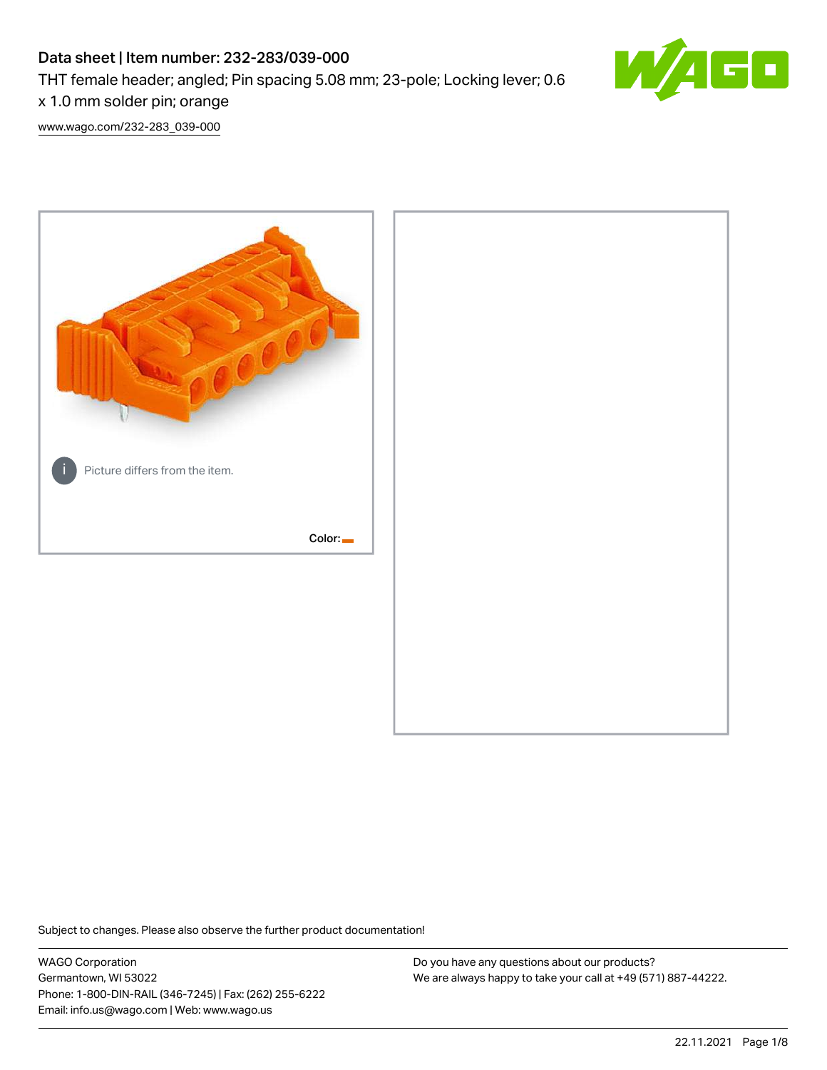# Data sheet | Item number: 232-283/039-000

THT female header; angled; Pin spacing 5.08 mm; 23-pole; Locking lever; 0.6 x 1.0 mm solder pin; orange

www.wago.com/232-283_039-000

Picture differs from the item.

Color:

Subject to changes. Please also observe the further product documentation!

WAGO Corporation
Germantown, WI 53022
Phone: 1-800-DIN-RAIL (346-7245) | Fax: (262) 255-6222
Email: info.us@wago.com | Web: www.wago.us

Do you have any questions about our products?
We are always happy to take your call at +49 (571) 887-44222.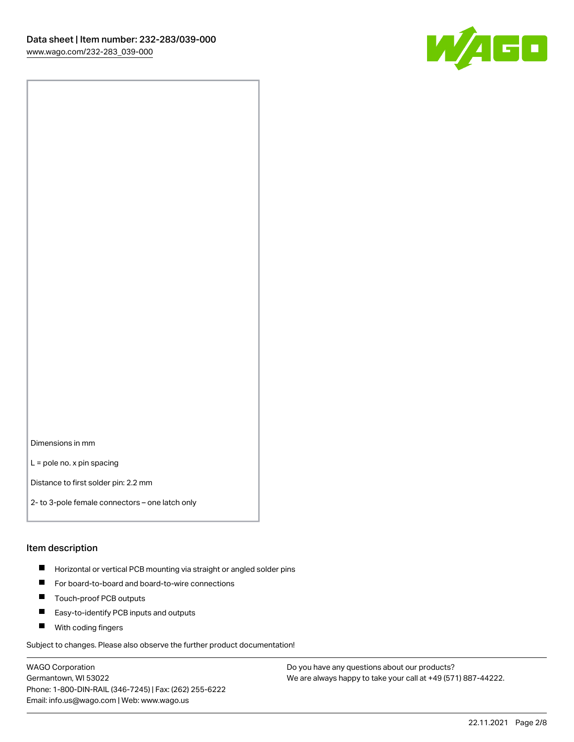Dimensions in mm

L = pole no. x pin spacing

Distance to first solder pin: 2.2 mm

2- to 3-pole female connectors – one latch only

## Item description

- Horizontal or vertical PCB mounting via straight or angled solder pins
- For board-to-board and board-to-wire connections
- Touch-proof PCB outputs
- Easy-to-identify PCB inputs and outputs
- With coding fingers

Subject to changes. Please also observe the further product documentation!

WAGO Corporation
Germantown, WI 53022
Phone: 1-800-DIN-RAIL (346-7245) | Fax: (262) 255-6222
Email: info.us@wago.com | Web: www.wago.us

Do you have any questions about our products?
We are always happy to take your call at +49 (571) 887-44222.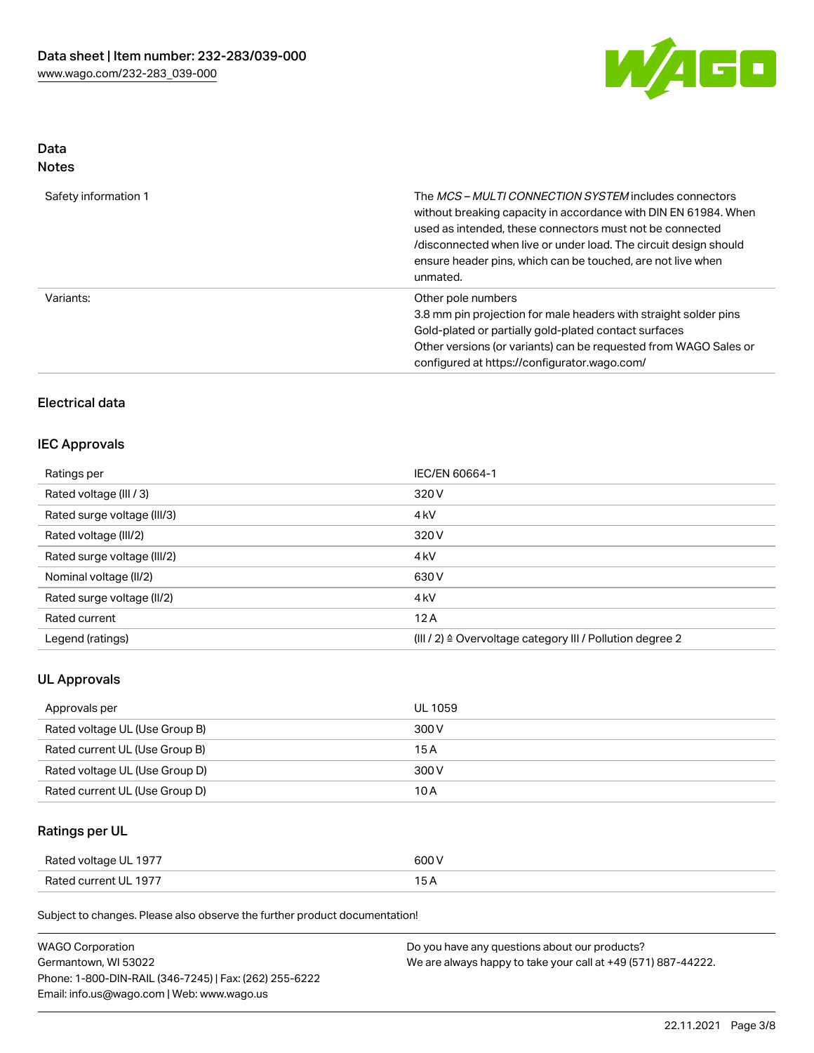## Data
## Notes

| | |
|---|---|
| Safety information 1 | The *MCS – MULTI CONNECTION SYSTEM* includes connectors without breaking capacity in accordance with DIN EN 61984. When used as intended, these connectors must not be connected /disconnected when live or under load. The circuit design should ensure header pins, which can be touched, are not live when unmated. |
| Variants: | Other pole numbers<br>3.8 mm pin projection for male headers with straight solder pins<br>Gold-plated or partially gold-plated contact surfaces<br>Other versions (or variants) can be requested from WAGO Sales or configured at https://configurator.wago.com/ |

## Electrical data

### IEC Approvals

| | |
|---|---|
| Ratings per | IEC/EN 60664-1 |
| Rated voltage (III / 3) | 320 V |
| Rated surge voltage (III/3) | 4 kV |
| Rated voltage (III/2) | 320 V |
| Rated surge voltage (III/2) | 4 kV |
| Nominal voltage (II/2) | 630 V |
| Rated surge voltage (II/2) | 4 kV |
| Rated current | 12 A |
| Legend (ratings) | (III / 2) ≙ Overvoltage category III / Pollution degree 2 |

### UL Approvals

| | |
|---|---|
| Approvals per | UL 1059 |
| Rated voltage UL (Use Group B) | 300 V |
| Rated current UL (Use Group B) | 15 A |
| Rated voltage UL (Use Group D) | 300 V |
| Rated current UL (Use Group D) | 10 A |

### Ratings per UL

| | |
|---|---|
| Rated voltage UL 1977 | 600 V |
| Rated current UL 1977 | 15 A |

Subject to changes. Please also observe the further product documentation!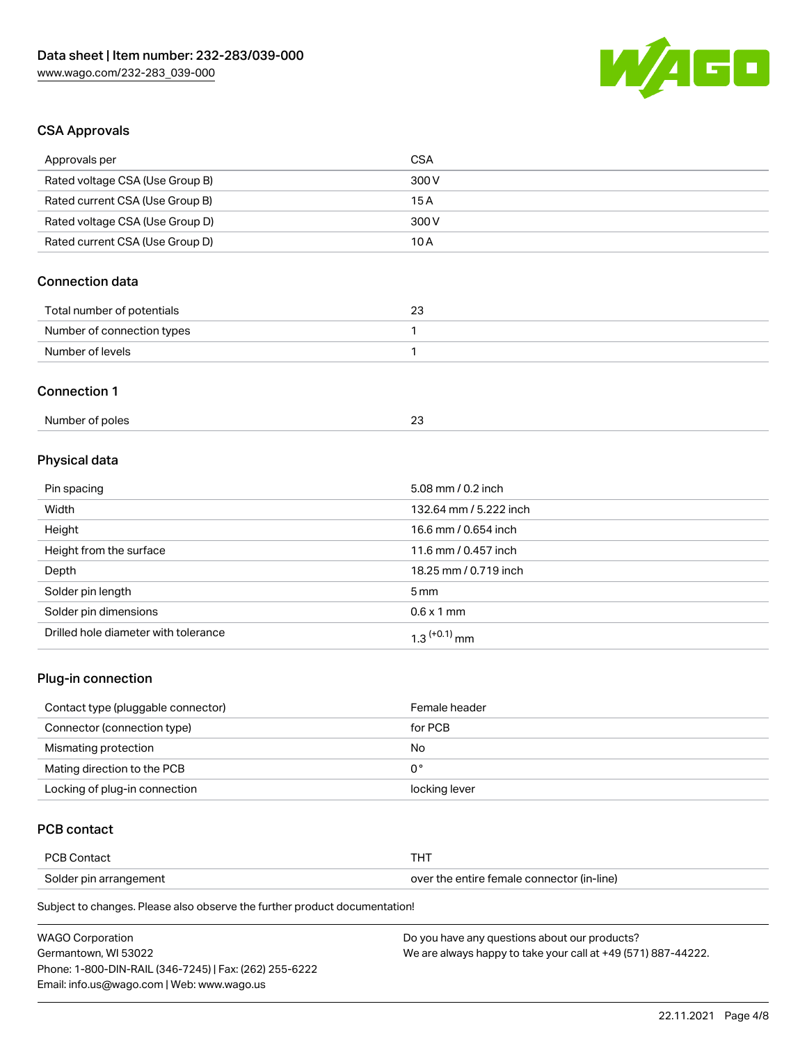## CSA Approvals

| Approvals per | CSA |
| --- | --- |
| Rated voltage CSA (Use Group B) | 300 V |
| Rated current CSA (Use Group B) | 15 A |
| Rated voltage CSA (Use Group D) | 300 V |
| Rated current CSA (Use Group D) | 10 A |

## Connection data

| Total number of potentials | 23 |
| --- | --- |
| Number of connection types | 1 |
| Number of levels | 1 |

## Connection 1

| Number of poles | 23 |
| --- | --- |

## Physical data

| Pin spacing | 5.08 mm / 0.2 inch |
| --- | --- |
| Width | 132.64 mm / 5.222 inch |
| Height | 16.6 mm / 0.654 inch |
| Height from the surface | 11.6 mm / 0.457 inch |
| Depth | 18.25 mm / 0.719 inch |
| Solder pin length | 5 mm |
| Solder pin dimensions | 0.6 x 1 mm |
| Drilled hole diameter with tolerance | $1.3^{(+0.1)}$ mm |

## Plug-in connection

| Contact type (pluggable connector) | Female header |
| --- | --- |
| Connector (connection type) | for PCB |
| Mismating protection | No |
| Mating direction to the PCB | 0 ° |
| Locking of plug-in connection | locking lever |

## PCB contact

| PCB Contact | THT |
| --- | --- |
| Solder pin arrangement | over the entire female connector (in-line) |

Subject to changes. Please also observe the further product documentation!

WAGO Corporation
Germantown, WI 53022
Phone: 1-800-DIN-RAIL (346-7245) | Fax: (262) 255-6222
Email: info.us@wago.com | Web: www.wago.us

Do you have any questions about our products?
We are always happy to take your call at +49 (571) 887-44222.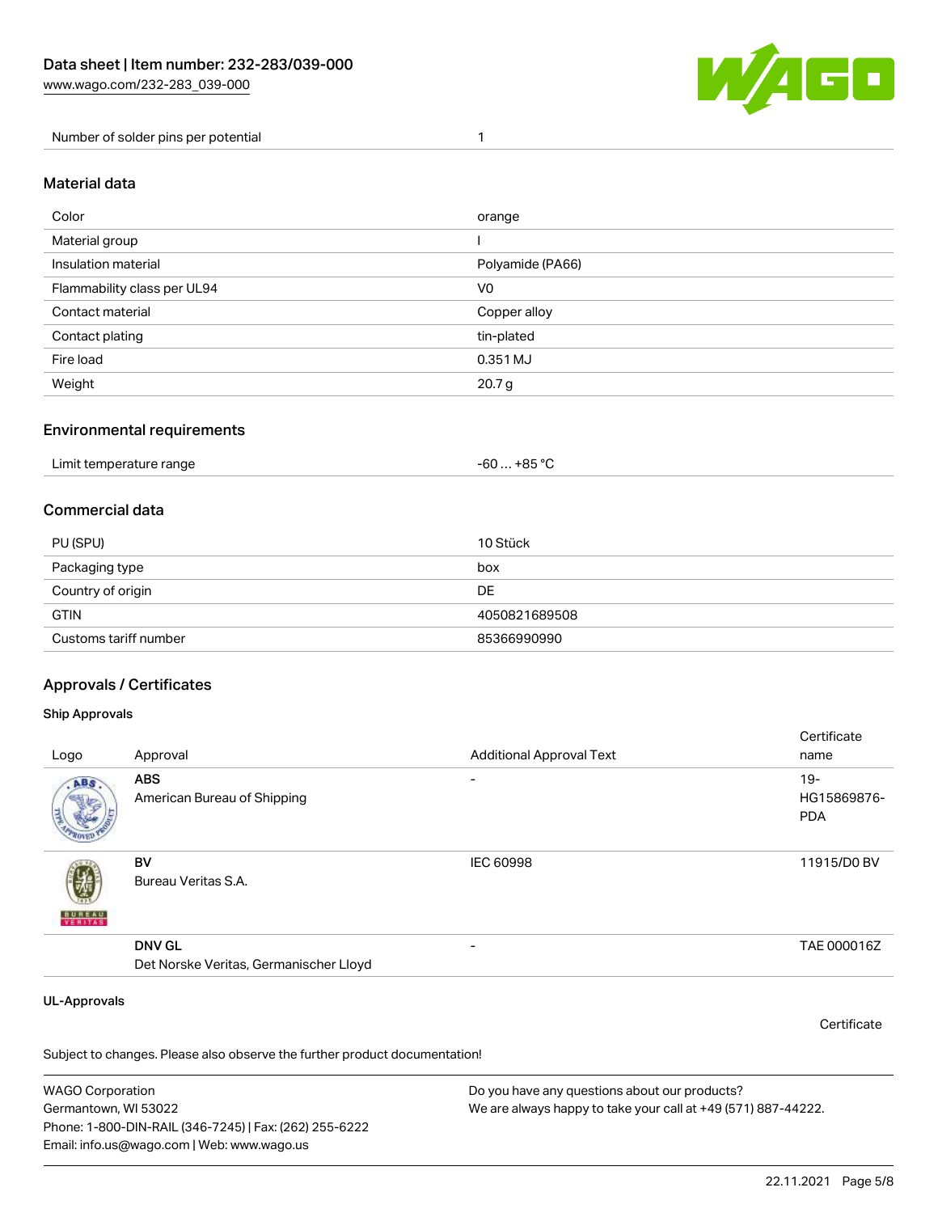| Number of solder pins per potential | 1 |
| --- | --- |

## Material data

| Color | orange |
| --- | --- |
| Material group | I |
| Insulation material | Polyamide (PA66) |
| Flammability class per UL94 | V0 |
| Contact material | Copper alloy |
| Contact plating | tin-plated |
| Fire load | 0.351 MJ |
| Weight | 20.7 g |

## Environmental requirements

| Limit temperature range | -60 … +85 °C |
| --- | --- |

## Commercial data

| PU (SPU) | 10 Stück |
| --- | --- |
| Packaging type | box |
| Country of origin | DE |
| GTIN | 4050821689508 |
| Customs tariff number | 85366990990 |

## Approvals / Certificates

### Ship Approvals

| Logo | Approval | Additional Approval Text | Certificate name |
| --- | --- | --- | --- |
| | **ABS** American Bureau of Shipping | - | 19-HG15869876-PDA |
| | **BV** Bureau Veritas S.A. | IEC 60998 | 11915/D0 BV |
| | **DNV GL** Det Norske Veritas, Germanischer Lloyd | - | TAE 000016Z |

### UL-Approvals

Certificate

Subject to changes. Please also observe the further product documentation!

WAGO Corporation
Germantown, WI 53022
Phone: 1-800-DIN-RAIL (346-7245) | Fax: (262) 255-6222
Email: info.us@wago.com | Web: www.wago.us

Do you have any questions about our products?
We are always happy to take your call at +49 (571) 887-44222.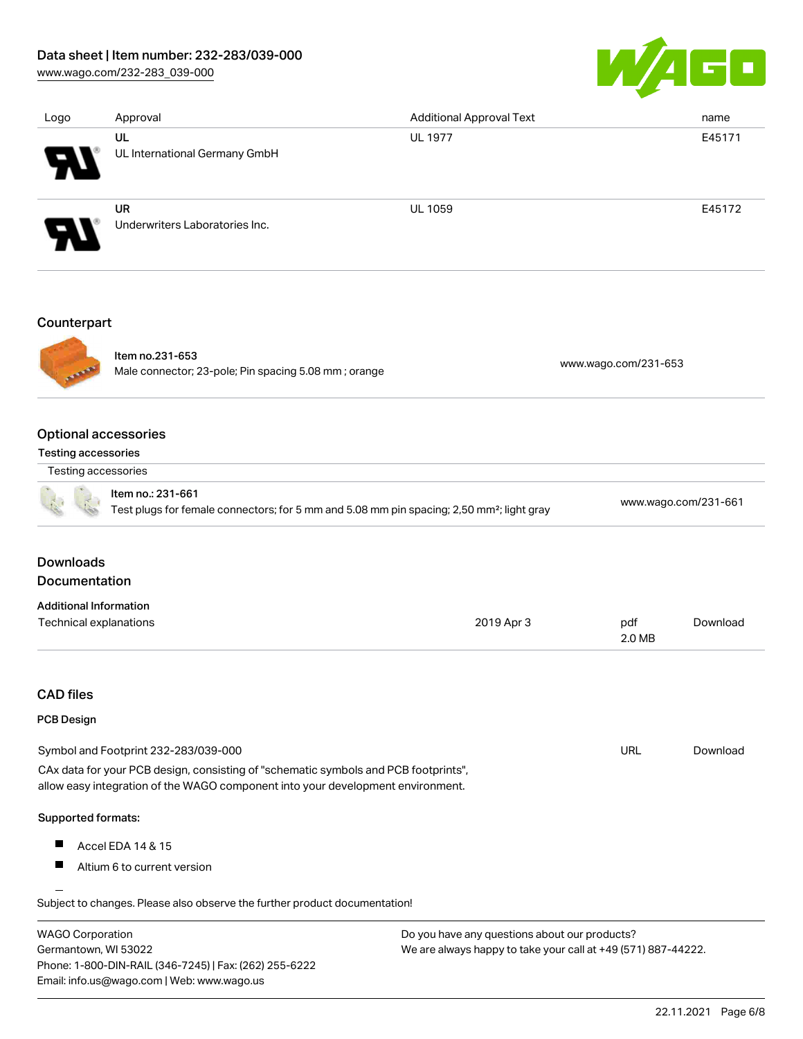| Logo | Approval | Additional Approval Text | name |
| --- | --- | --- | --- |
| | **UL**<br>UL International Germany GmbH | UL 1977 | E45171 |
| | **UR**<br>Underwriters Laboratories Inc. | UL 1059 | E45172 |

## Counterpart

| | | |
| --- | --- | --- |
| | **Item no.231-653**<br>Male connector; 23-pole; Pin spacing 5.08 mm ; orange | www.wago.com/231-653 |

## Optional accessories

### Testing accessories

| Testing accessories | | |
| --- | --- | --- |
| | **Item no.: 231-661**<br>Test plugs for female connectors; for 5 mm and 5.08 mm pin spacing; 2,50 mm²; light gray | www.wago.com/231-661 |

## Downloads

## Documentation

### Additional Information

| | | | |
| --- | --- | --- | --- |
| Technical explanations | 2019 Apr 3 | pdf<br>2.0 MB | Download |

## CAD files

### PCB Design

| | | |
| --- | --- | --- |
| Symbol and Footprint 232-283/039-000 | URL | Download |

CAx data for your PCB design, consisting of "schematic symbols and PCB footprints", allow easy integration of the WAGO component into your development environment.

**Supported formats:**

- Accel EDA 14 & 15
- Altium 6 to current version

Subject to changes. Please also observe the further product documentation!

WAGO Corporation
Germantown, WI 53022
Phone: 1-800-DIN-RAIL (346-7245) | Fax: (262) 255-6222
Email: info.us@wago.com | Web: www.wago.us

Do you have any questions about our products?
We are always happy to take your call at +49 (571) 887-44222.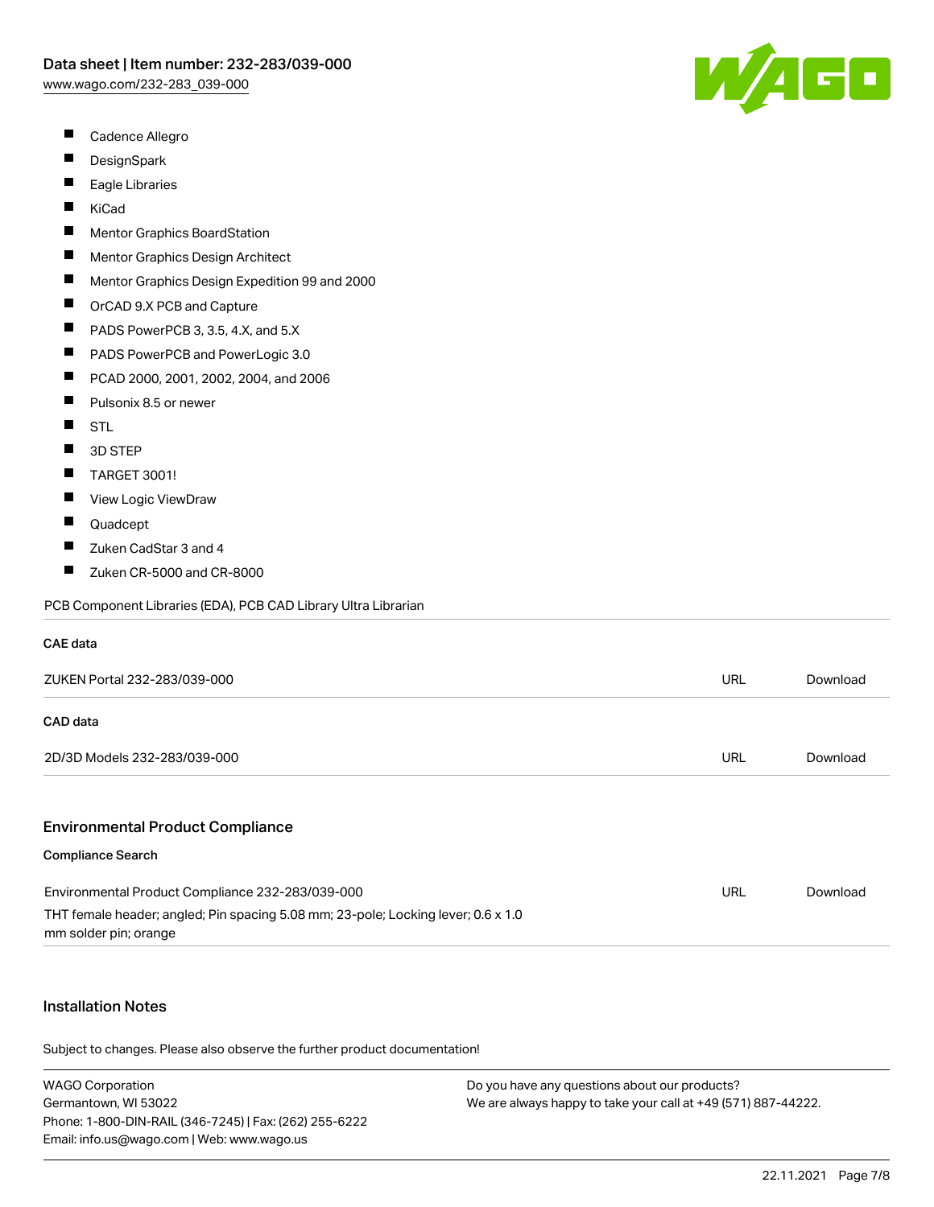- Cadence Allegro
- DesignSpark
- Eagle Libraries
- KiCad
- Mentor Graphics BoardStation
- Mentor Graphics Design Architect
- Mentor Graphics Design Expedition 99 and 2000
- OrCAD 9.X PCB and Capture
- PADS PowerPCB 3, 3.5, 4.X, and 5.X
- PADS PowerPCB and PowerLogic 3.0
- PCAD 2000, 2001, 2002, 2004, and 2006
- Pulsonix 8.5 or newer
- STL
- 3D STEP
- TARGET 3001!
- View Logic ViewDraw
- Quadcept
- Zuken CadStar 3 and 4
- Zuken CR-5000 and CR-8000

PCB Component Libraries (EDA), PCB CAD Library Ultra Librarian

**CAE data**

| ZUKEN Portal 232-283/039-000 | URL | Download |
|---|---|---|

**CAD data**

| 2D/3D Models 232-283/039-000 | URL | Download |
|---|---|---|

## Environmental Product Compliance

**Compliance Search**

| Environmental Product Compliance 232-283/039-000<br>THT female header; angled; Pin spacing 5.08 mm; 23-pole; Locking lever; 0.6 x 1.0 mm solder pin; orange | URL | Download |
|---|---|---|

## Installation Notes

Subject to changes. Please also observe the further product documentation!

WAGO Corporation
Germantown, WI 53022
Phone: 1-800-DIN-RAIL (346-7245) | Fax: (262) 255-6222
Email: info.us@wago.com | Web: www.wago.us

Do you have any questions about our products?
We are always happy to take your call at +49 (571) 887-44222.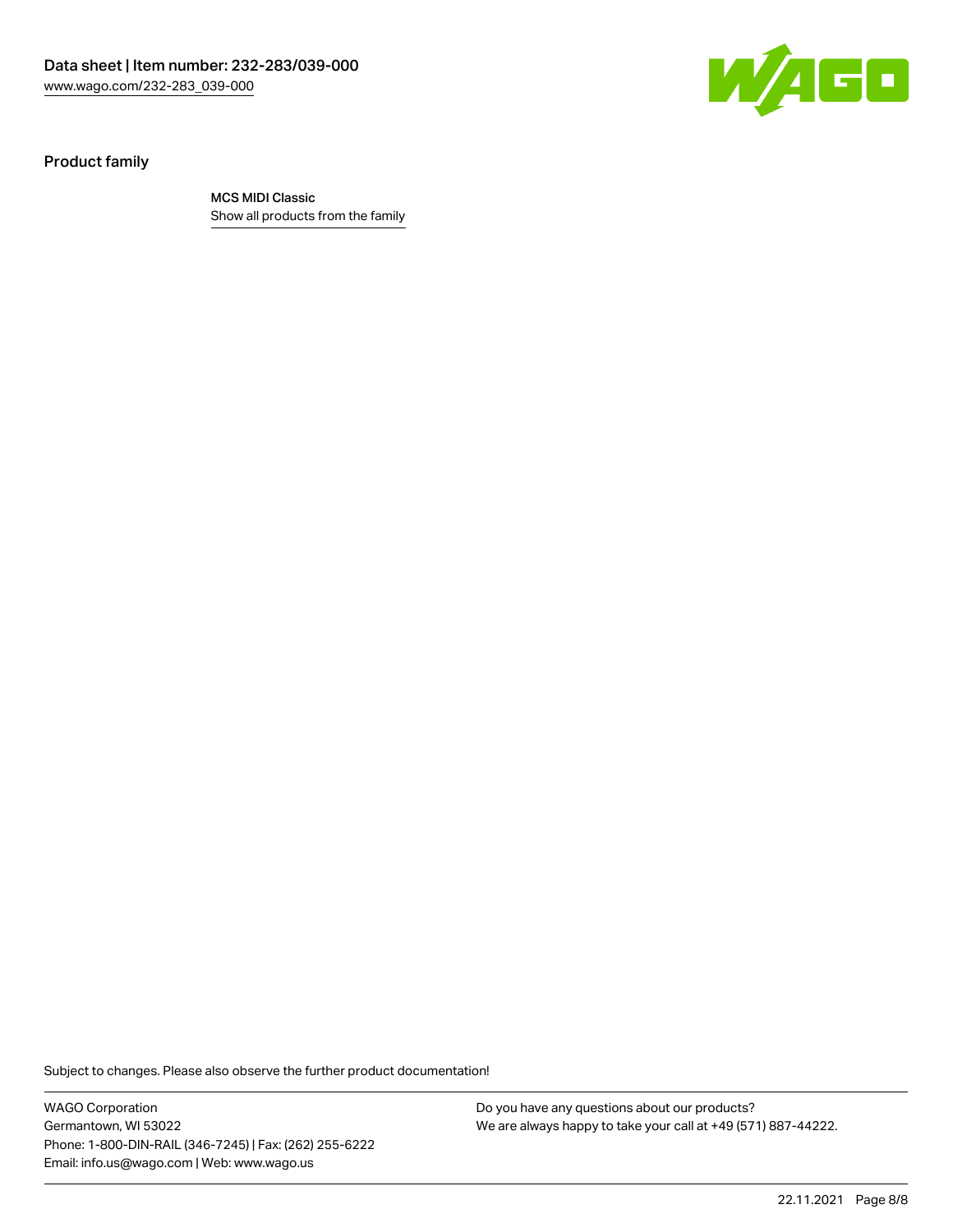## Product family

MCS MIDI Classic
Show all products from the family

Subject to changes. Please also observe the further product documentation!

WAGO Corporation
Germantown, WI 53022
Phone: 1-800-DIN-RAIL (346-7245) | Fax: (262) 255-6222
Email: info.us@wago.com | Web: www.wago.us

Do you have any questions about our products?
We are always happy to take your call at +49 (571) 887-44222.